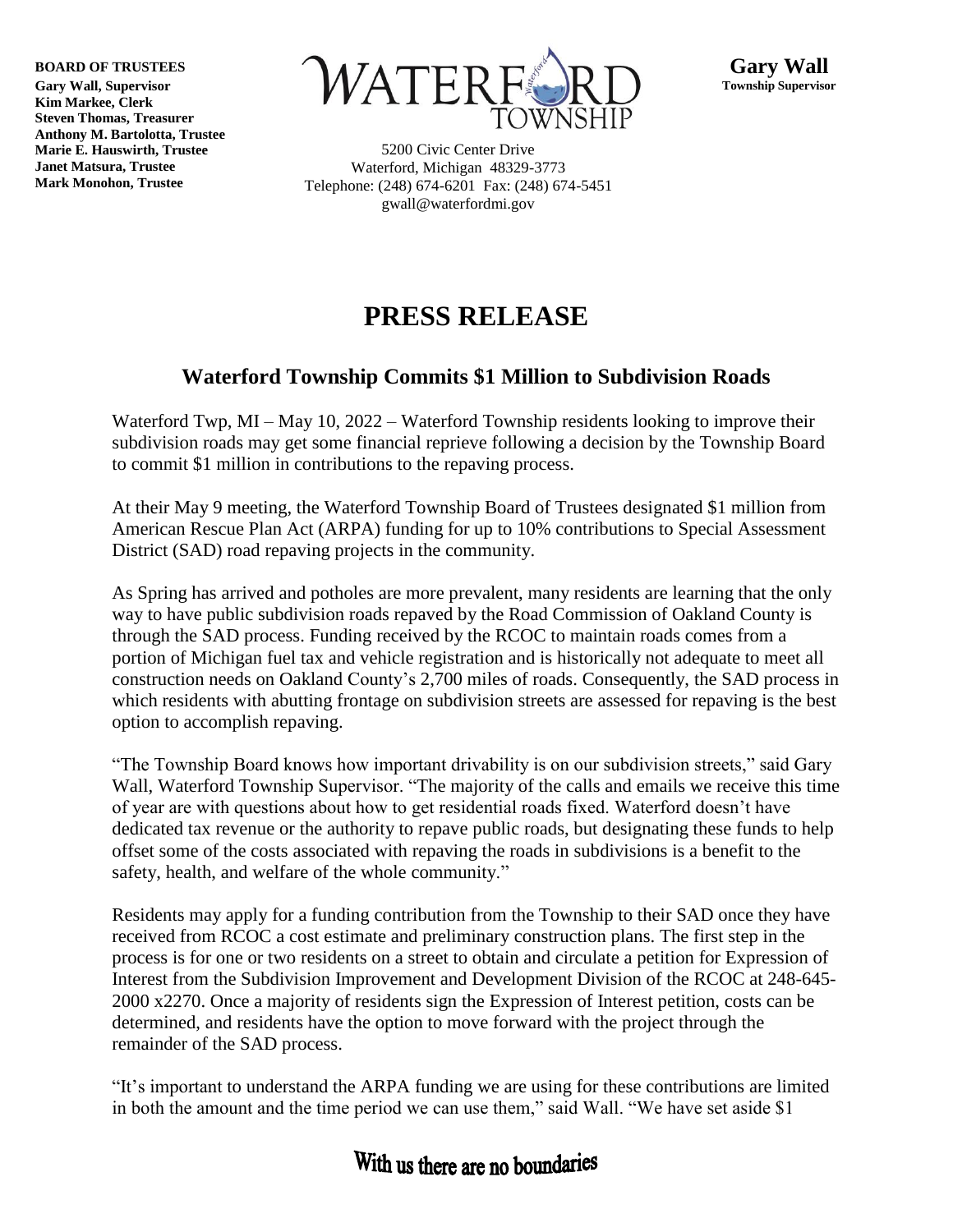**BOARD OF TRUSTEES**
**Gary Wall, Supervisor**
**Kim Markee, Clerk**
**Steven Thomas, Treasurer**
**Anthony M. Bartolotta, Trustee**
**Marie E. Hauswirth, Trustee**
**Janet Matsura, Trustee**
**Mark Monohon, Trustee**

WATERFORD TOWNSHIP

5200 Civic Center Drive
Waterford, Michigan 48329-3773
Telephone: (248) 674-6201 Fax: (248) 674-5451
gwall@waterfordmi.gov

**Gary Wall**
**Township Supervisor**

# PRESS RELEASE

## Waterford Township Commits $1 Million to Subdivision Roads

Waterford Twp, MI – May 10, 2022 – Waterford Township residents looking to improve their subdivision roads may get some financial reprieve following a decision by the Township Board to commit $1 million in contributions to the repaving process.

At their May 9 meeting, the Waterford Township Board of Trustees designated $1 million from American Rescue Plan Act (ARPA) funding for up to 10% contributions to Special Assessment District (SAD) road repaving projects in the community.

As Spring has arrived and potholes are more prevalent, many residents are learning that the only way to have public subdivision roads repaved by the Road Commission of Oakland County is through the SAD process. Funding received by the RCOC to maintain roads comes from a portion of Michigan fuel tax and vehicle registration and is historically not adequate to meet all construction needs on Oakland County's 2,700 miles of roads. Consequently, the SAD process in which residents with abutting frontage on subdivision streets are assessed for repaving is the best option to accomplish repaving.

"The Township Board knows how important drivability is on our subdivision streets," said Gary Wall, Waterford Township Supervisor. "The majority of the calls and emails we receive this time of year are with questions about how to get residential roads fixed. Waterford doesn't have dedicated tax revenue or the authority to repave public roads, but designating these funds to help offset some of the costs associated with repaving the roads in subdivisions is a benefit to the safety, health, and welfare of the whole community."

Residents may apply for a funding contribution from the Township to their SAD once they have received from RCOC a cost estimate and preliminary construction plans. The first step in the process is for one or two residents on a street to obtain and circulate a petition for Expression of Interest from the Subdivision Improvement and Development Division of the RCOC at 248-645-2000 x2270. Once a majority of residents sign the Expression of Interest petition, costs can be determined, and residents have the option to move forward with the project through the remainder of the SAD process.

"It's important to understand the ARPA funding we are using for these contributions are limited in both the amount and the time period we can use them," said Wall. "We have set aside $1

With us there are no boundaries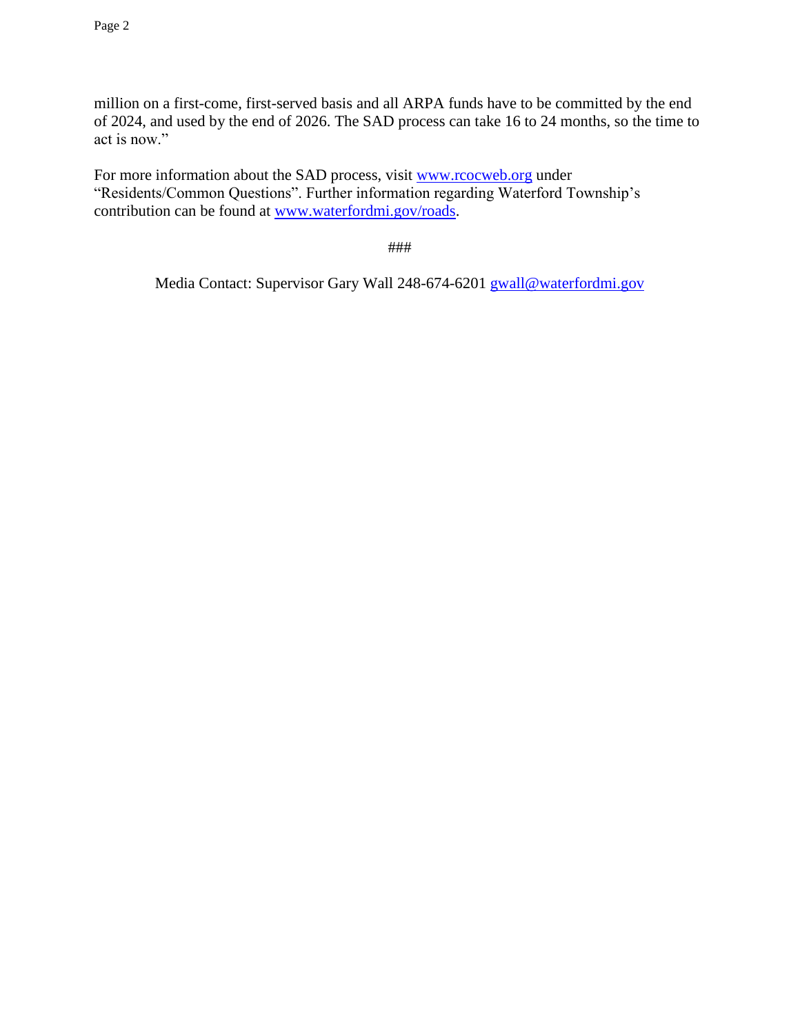million on a first-come, first-served basis and all ARPA funds have to be committed by the end of 2024, and used by the end of 2026. The SAD process can take 16 to 24 months, so the time to act is now."

For more information about the SAD process, visit www.rcocweb.org under "Residents/Common Questions". Further information regarding Waterford Township's contribution can be found at www.waterfordmi.gov/roads.

###

Media Contact: Supervisor Gary Wall 248-674-6201 gwall@waterfordmi.gov